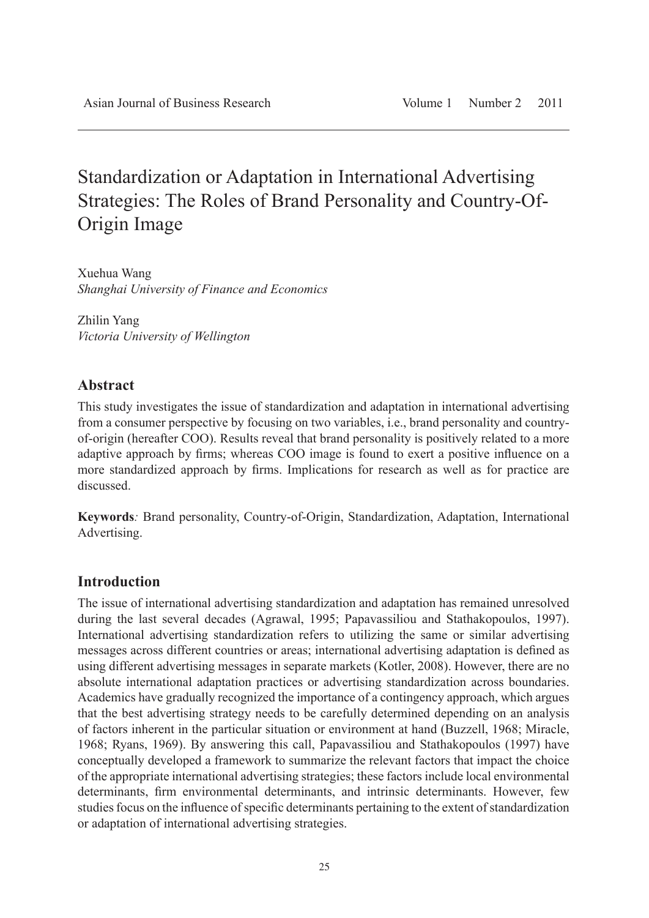# Standardization or Adaptation in International Advertising Strategies: The Roles of Brand Personality and Country-Of-Origin Image

Xuehua Wang
*Shanghai University of Finance and Economics*

Zhilin Yang
*Victoria University of Wellington*

## Abstract

This study investigates the issue of standardization and adaptation in international advertising from a consumer perspective by focusing on two variables, i.e., brand personality and country-of-origin (hereafter COO). Results reveal that brand personality is positively related to a more adaptive approach by firms; whereas COO image is found to exert a positive influence on a more standardized approach by firms. Implications for research as well as for practice are discussed.

**Keywords***:* Brand personality, Country-of-Origin, Standardization, Adaptation, International Advertising.

## Introduction

The issue of international advertising standardization and adaptation has remained unresolved during the last several decades (Agrawal, 1995; Papavassiliou and Stathakopoulos, 1997). International advertising standardization refers to utilizing the same or similar advertising messages across different countries or areas; international advertising adaptation is defined as using different advertising messages in separate markets (Kotler, 2008). However, there are no absolute international adaptation practices or advertising standardization across boundaries. Academics have gradually recognized the importance of a contingency approach, which argues that the best advertising strategy needs to be carefully determined depending on an analysis of factors inherent in the particular situation or environment at hand (Buzzell, 1968; Miracle, 1968; Ryans, 1969). By answering this call, Papavassiliou and Stathakopoulos (1997) have conceptually developed a framework to summarize the relevant factors that impact the choice of the appropriate international advertising strategies; these factors include local environmental determinants, firm environmental determinants, and intrinsic determinants. However, few studies focus on the influence of specific determinants pertaining to the extent of standardization or adaptation of international advertising strategies.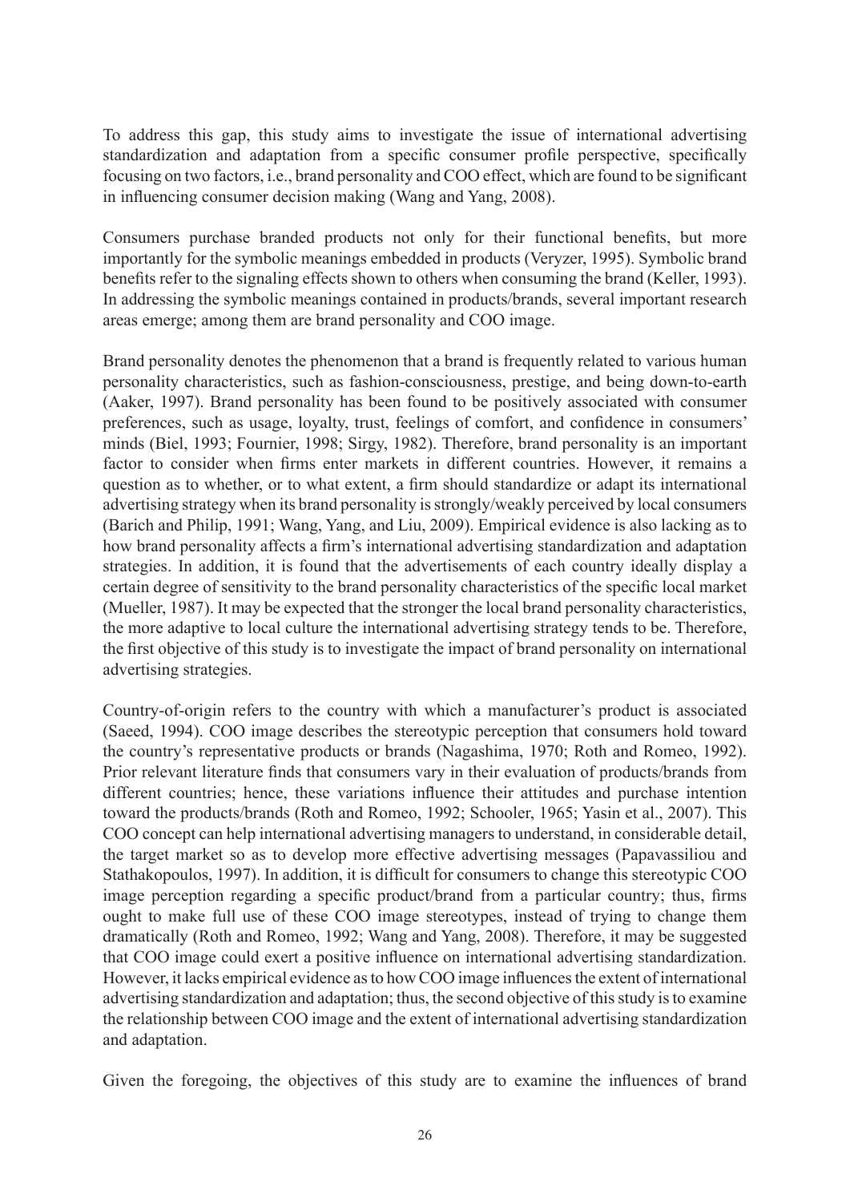To address this gap, this study aims to investigate the issue of international advertising standardization and adaptation from a specific consumer profile perspective, specifically focusing on two factors, i.e., brand personality and COO effect, which are found to be significant in influencing consumer decision making (Wang and Yang, 2008).

Consumers purchase branded products not only for their functional benefits, but more importantly for the symbolic meanings embedded in products (Veryzer, 1995). Symbolic brand benefits refer to the signaling effects shown to others when consuming the brand (Keller, 1993). In addressing the symbolic meanings contained in products/brands, several important research areas emerge; among them are brand personality and COO image.

Brand personality denotes the phenomenon that a brand is frequently related to various human personality characteristics, such as fashion-consciousness, prestige, and being down-to-earth (Aaker, 1997). Brand personality has been found to be positively associated with consumer preferences, such as usage, loyalty, trust, feelings of comfort, and confidence in consumers' minds (Biel, 1993; Fournier, 1998; Sirgy, 1982). Therefore, brand personality is an important factor to consider when firms enter markets in different countries. However, it remains a question as to whether, or to what extent, a firm should standardize or adapt its international advertising strategy when its brand personality is strongly/weakly perceived by local consumers (Barich and Philip, 1991; Wang, Yang, and Liu, 2009). Empirical evidence is also lacking as to how brand personality affects a firm's international advertising standardization and adaptation strategies. In addition, it is found that the advertisements of each country ideally display a certain degree of sensitivity to the brand personality characteristics of the specific local market (Mueller, 1987). It may be expected that the stronger the local brand personality characteristics, the more adaptive to local culture the international advertising strategy tends to be. Therefore, the first objective of this study is to investigate the impact of brand personality on international advertising strategies.

Country-of-origin refers to the country with which a manufacturer's product is associated (Saeed, 1994). COO image describes the stereotypic perception that consumers hold toward the country's representative products or brands (Nagashima, 1970; Roth and Romeo, 1992). Prior relevant literature finds that consumers vary in their evaluation of products/brands from different countries; hence, these variations influence their attitudes and purchase intention toward the products/brands (Roth and Romeo, 1992; Schooler, 1965; Yasin et al., 2007). This COO concept can help international advertising managers to understand, in considerable detail, the target market so as to develop more effective advertising messages (Papavassiliou and Stathakopoulos, 1997). In addition, it is difficult for consumers to change this stereotypic COO image perception regarding a specific product/brand from a particular country; thus, firms ought to make full use of these COO image stereotypes, instead of trying to change them dramatically (Roth and Romeo, 1992; Wang and Yang, 2008). Therefore, it may be suggested that COO image could exert a positive influence on international advertising standardization. However, it lacks empirical evidence as to how COO image influences the extent of international advertising standardization and adaptation; thus, the second objective of this study is to examine the relationship between COO image and the extent of international advertising standardization and adaptation.

Given the foregoing, the objectives of this study are to examine the influences of brand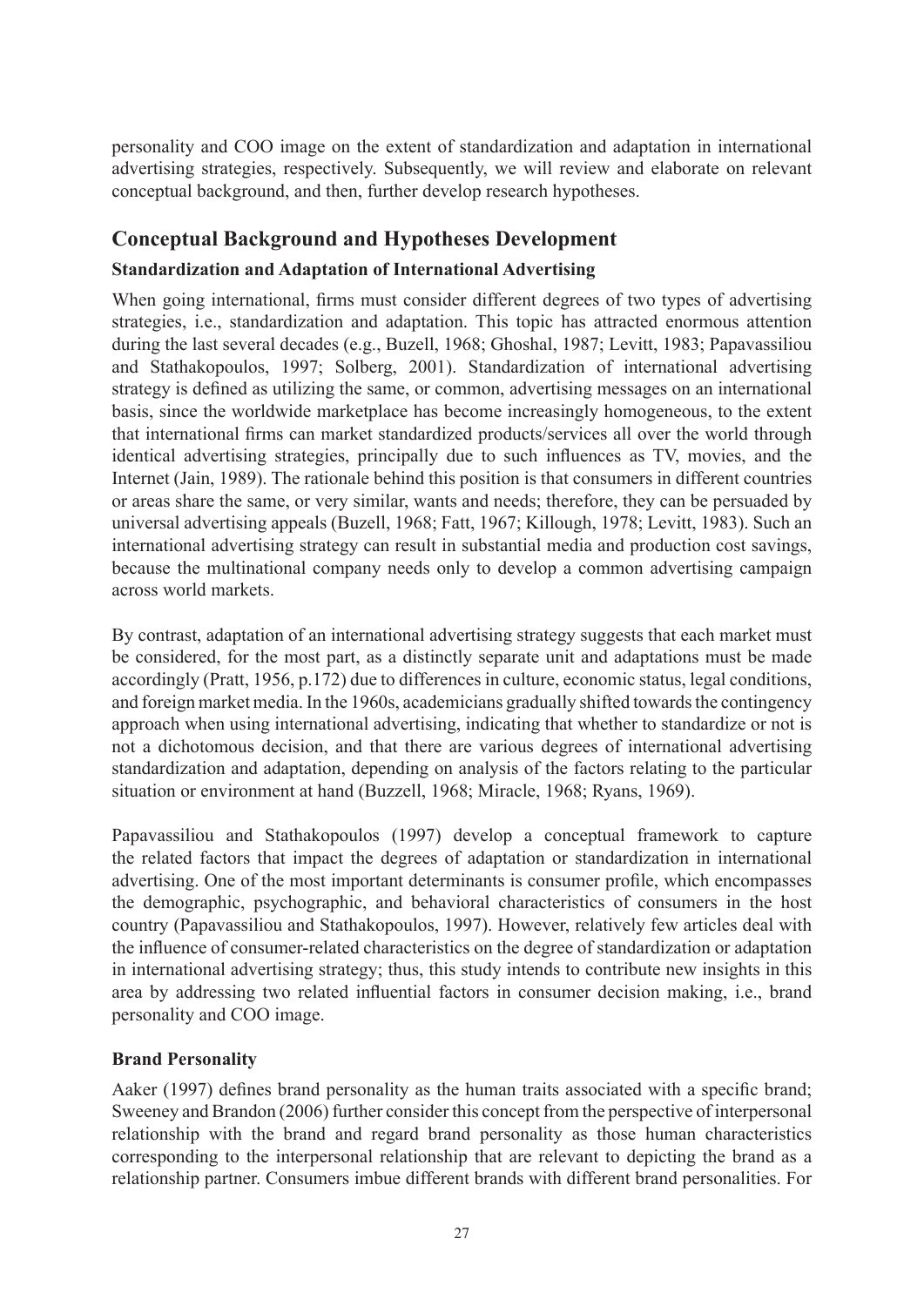personality and COO image on the extent of standardization and adaptation in international advertising strategies, respectively. Subsequently, we will review and elaborate on relevant conceptual background, and then, further develop research hypotheses.

## Conceptual Background and Hypotheses Development

### Standardization and Adaptation of International Advertising

When going international, firms must consider different degrees of two types of advertising strategies, i.e., standardization and adaptation. This topic has attracted enormous attention during the last several decades (e.g., Buzell, 1968; Ghoshal, 1987; Levitt, 1983; Papavassiliou and Stathakopoulos, 1997; Solberg, 2001). Standardization of international advertising strategy is defined as utilizing the same, or common, advertising messages on an international basis, since the worldwide marketplace has become increasingly homogeneous, to the extent that international firms can market standardized products/services all over the world through identical advertising strategies, principally due to such influences as TV, movies, and the Internet (Jain, 1989). The rationale behind this position is that consumers in different countries or areas share the same, or very similar, wants and needs; therefore, they can be persuaded by universal advertising appeals (Buzell, 1968; Fatt, 1967; Killough, 1978; Levitt, 1983). Such an international advertising strategy can result in substantial media and production cost savings, because the multinational company needs only to develop a common advertising campaign across world markets.

By contrast, adaptation of an international advertising strategy suggests that each market must be considered, for the most part, as a distinctly separate unit and adaptations must be made accordingly (Pratt, 1956, p.172) due to differences in culture, economic status, legal conditions, and foreign market media. In the 1960s, academicians gradually shifted towards the contingency approach when using international advertising, indicating that whether to standardize or not is not a dichotomous decision, and that there are various degrees of international advertising standardization and adaptation, depending on analysis of the factors relating to the particular situation or environment at hand (Buzzell, 1968; Miracle, 1968; Ryans, 1969).

Papavassiliou and Stathakopoulos (1997) develop a conceptual framework to capture the related factors that impact the degrees of adaptation or standardization in international advertising. One of the most important determinants is consumer profile, which encompasses the demographic, psychographic, and behavioral characteristics of consumers in the host country (Papavassiliou and Stathakopoulos, 1997). However, relatively few articles deal with the influence of consumer-related characteristics on the degree of standardization or adaptation in international advertising strategy; thus, this study intends to contribute new insights in this area by addressing two related influential factors in consumer decision making, i.e., brand personality and COO image.

### Brand Personality

Aaker (1997) defines brand personality as the human traits associated with a specific brand; Sweeney and Brandon (2006) further consider this concept from the perspective of interpersonal relationship with the brand and regard brand personality as those human characteristics corresponding to the interpersonal relationship that are relevant to depicting the brand as a relationship partner. Consumers imbue different brands with different brand personalities. For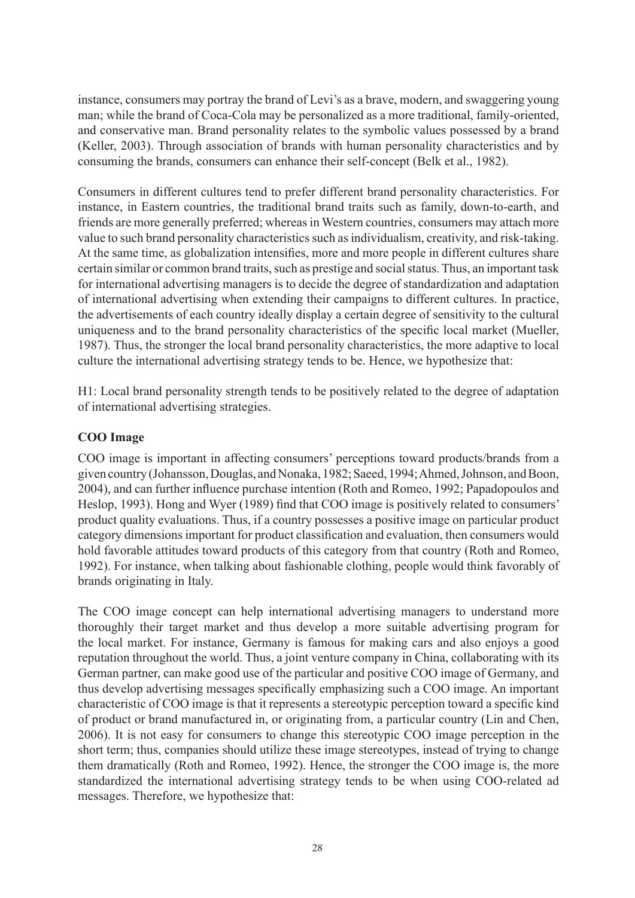instance, consumers may portray the brand of Levi's as a brave, modern, and swaggering young man; while the brand of Coca-Cola may be personalized as a more traditional, family-oriented, and conservative man. Brand personality relates to the symbolic values possessed by a brand (Keller, 2003). Through association of brands with human personality characteristics and by consuming the brands, consumers can enhance their self-concept (Belk et al., 1982).

Consumers in different cultures tend to prefer different brand personality characteristics. For instance, in Eastern countries, the traditional brand traits such as family, down-to-earth, and friends are more generally preferred; whereas in Western countries, consumers may attach more value to such brand personality characteristics such as individualism, creativity, and risk-taking. At the same time, as globalization intensifies, more and more people in different cultures share certain similar or common brand traits, such as prestige and social status. Thus, an important task for international advertising managers is to decide the degree of standardization and adaptation of international advertising when extending their campaigns to different cultures. In practice, the advertisements of each country ideally display a certain degree of sensitivity to the cultural uniqueness and to the brand personality characteristics of the specific local market (Mueller, 1987). Thus, the stronger the local brand personality characteristics, the more adaptive to local culture the international advertising strategy tends to be. Hence, we hypothesize that:

H1: Local brand personality strength tends to be positively related to the degree of adaptation of international advertising strategies.

**COO Image**

COO image is important in affecting consumers' perceptions toward products/brands from a given country (Johansson, Douglas, and Nonaka, 1982; Saeed, 1994; Ahmed, Johnson, and Boon, 2004), and can further influence purchase intention (Roth and Romeo, 1992; Papadopoulos and Heslop, 1993). Hong and Wyer (1989) find that COO image is positively related to consumers' product quality evaluations. Thus, if a country possesses a positive image on particular product category dimensions important for product classification and evaluation, then consumers would hold favorable attitudes toward products of this category from that country (Roth and Romeo, 1992). For instance, when talking about fashionable clothing, people would think favorably of brands originating in Italy.

The COO image concept can help international advertising managers to understand more thoroughly their target market and thus develop a more suitable advertising program for the local market. For instance, Germany is famous for making cars and also enjoys a good reputation throughout the world. Thus, a joint venture company in China, collaborating with its German partner, can make good use of the particular and positive COO image of Germany, and thus develop advertising messages specifically emphasizing such a COO image. An important characteristic of COO image is that it represents a stereotypic perception toward a specific kind of product or brand manufactured in, or originating from, a particular country (Lin and Chen, 2006). It is not easy for consumers to change this stereotypic COO image perception in the short term; thus, companies should utilize these image stereotypes, instead of trying to change them dramatically (Roth and Romeo, 1992). Hence, the stronger the COO image is, the more standardized the international advertising strategy tends to be when using COO-related ad messages. Therefore, we hypothesize that: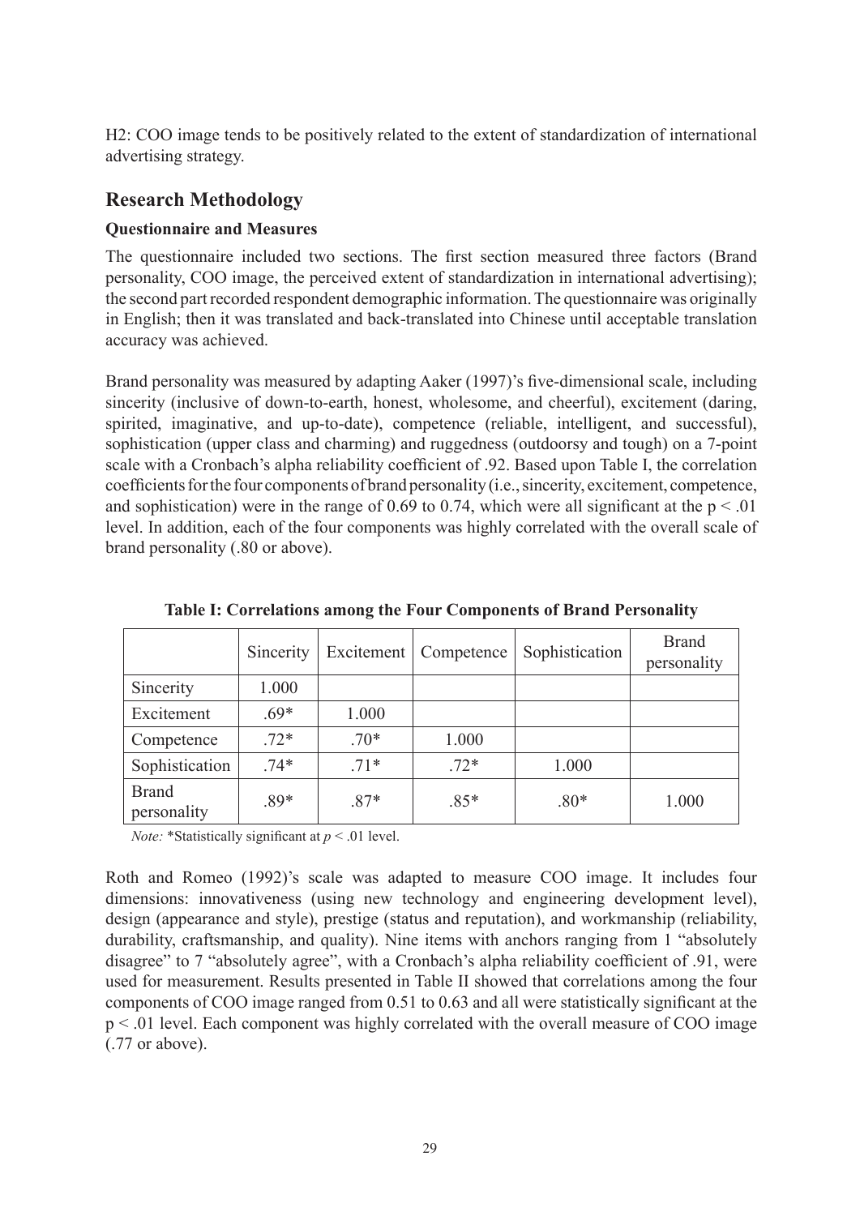H2: COO image tends to be positively related to the extent of standardization of international advertising strategy.

## Research Methodology

### Questionnaire and Measures

The questionnaire included two sections. The first section measured three factors (Brand personality, COO image, the perceived extent of standardization in international advertising); the second part recorded respondent demographic information. The questionnaire was originally in English; then it was translated and back-translated into Chinese until acceptable translation accuracy was achieved.

Brand personality was measured by adapting Aaker (1997)'s five-dimensional scale, including sincerity (inclusive of down-to-earth, honest, wholesome, and cheerful), excitement (daring, spirited, imaginative, and up-to-date), competence (reliable, intelligent, and successful), sophistication (upper class and charming) and ruggedness (outdoorsy and tough) on a 7-point scale with a Cronbach's alpha reliability coefficient of .92. Based upon Table I, the correlation coefficients for the four components of brand personality (i.e., sincerity, excitement, competence, and sophistication) were in the range of 0.69 to 0.74, which were all significant at the $p < .01$ level. In addition, each of the four components was highly correlated with the overall scale of brand personality (.80 or above).

**Table I: Correlations among the Four Components of Brand Personality**

| | Sincerity | Excitement | Competence | Sophistication | Brand personality |
|---|---|---|---|---|---|
| Sincerity | 1.000 | | | | |
| Excitement | .69* | 1.000 | | | |
| Competence | .72* | .70* | 1.000 | | |
| Sophistication | .74* | .71* | .72* | 1.000 | |
| Brand personality | .89* | .87* | .85* | .80* | 1.000 |

*Note:* *Statistically significant at $p < .01$ level.

Roth and Romeo (1992)'s scale was adapted to measure COO image. It includes four dimensions: innovativeness (using new technology and engineering development level), design (appearance and style), prestige (status and reputation), and workmanship (reliability, durability, craftsmanship, and quality). Nine items with anchors ranging from 1 "absolutely disagree" to 7 "absolutely agree", with a Cronbach's alpha reliability coefficient of .91, were used for measurement. Results presented in Table II showed that correlations among the four components of COO image ranged from 0.51 to 0.63 and all were statistically significant at the $p < .01$ level. Each component was highly correlated with the overall measure of COO image (.77 or above).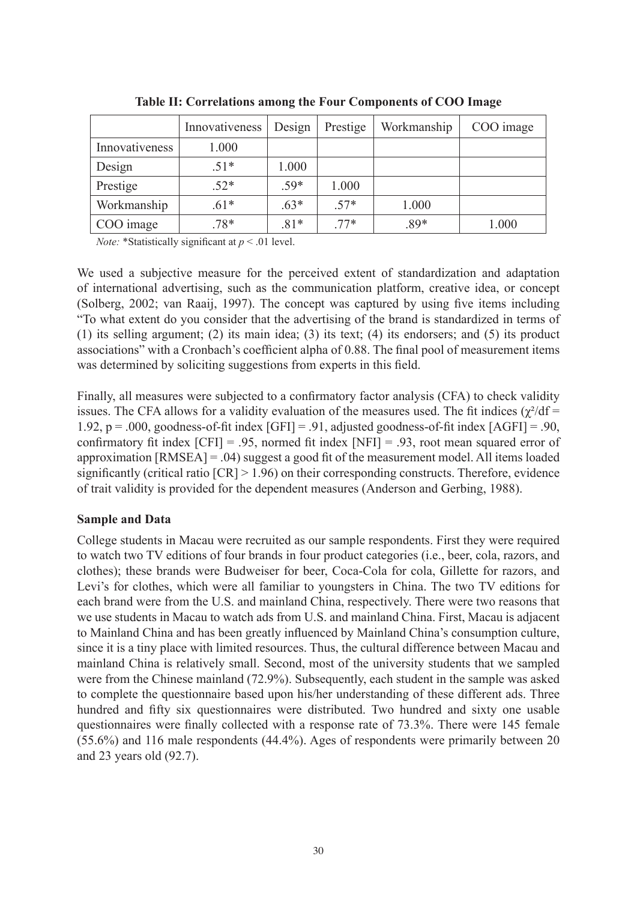**Table II: Correlations among the Four Components of COO Image**

| | Innovativeness | Design | Prestige | Workmanship | COO image |
|---|---|---|---|---|---|
| Innovativeness | 1.000 | | | | |
| Design | .51* | 1.000 | | | |
| Prestige | .52* | .59* | 1.000 | | |
| Workmanship | .61* | .63* | .57* | 1.000 | |
| COO image | .78* | .81* | .77* | .89* | 1.000 |

*Note:* *Statistically significant at $p < .01$ level.

We used a subjective measure for the perceived extent of standardization and adaptation of international advertising, such as the communication platform, creative idea, or concept (Solberg, 2002; van Raaij, 1997). The concept was captured by using five items including "To what extent do you consider that the advertising of the brand is standardized in terms of (1) its selling argument; (2) its main idea; (3) its text; (4) its endorsers; and (5) its product associations" with a Cronbach's coefficient alpha of 0.88. The final pool of measurement items was determined by soliciting suggestions from experts in this field.

Finally, all measures were subjected to a confirmatory factor analysis (CFA) to check validity issues. The CFA allows for a validity evaluation of the measures used. The fit indices ($\chi^2/df = 1.92$, $p = .000$, goodness-of-fit index [GFI] = .91, adjusted goodness-of-fit index [AGFI] = .90, confirmatory fit index [CFI] = .95, normed fit index [NFI] = .93, root mean squared error of approximation [RMSEA] = .04) suggest a good fit of the measurement model. All items loaded significantly (critical ratio [CR] > 1.96) on their corresponding constructs. Therefore, evidence of trait validity is provided for the dependent measures (Anderson and Gerbing, 1988).

**Sample and Data**

College students in Macau were recruited as our sample respondents. First they were required to watch two TV editions of four brands in four product categories (i.e., beer, cola, razors, and clothes); these brands were Budweiser for beer, Coca-Cola for cola, Gillette for razors, and Levi's for clothes, which were all familiar to youngsters in China. The two TV editions for each brand were from the U.S. and mainland China, respectively. There were two reasons that we use students in Macau to watch ads from U.S. and mainland China. First, Macau is adjacent to Mainland China and has been greatly influenced by Mainland China's consumption culture, since it is a tiny place with limited resources. Thus, the cultural difference between Macau and mainland China is relatively small. Second, most of the university students that we sampled were from the Chinese mainland (72.9%). Subsequently, each student in the sample was asked to complete the questionnaire based upon his/her understanding of these different ads. Three hundred and fifty six questionnaires were distributed. Two hundred and sixty one usable questionnaires were finally collected with a response rate of 73.3%. There were 145 female (55.6%) and 116 male respondents (44.4%). Ages of respondents were primarily between 20 and 23 years old (92.7).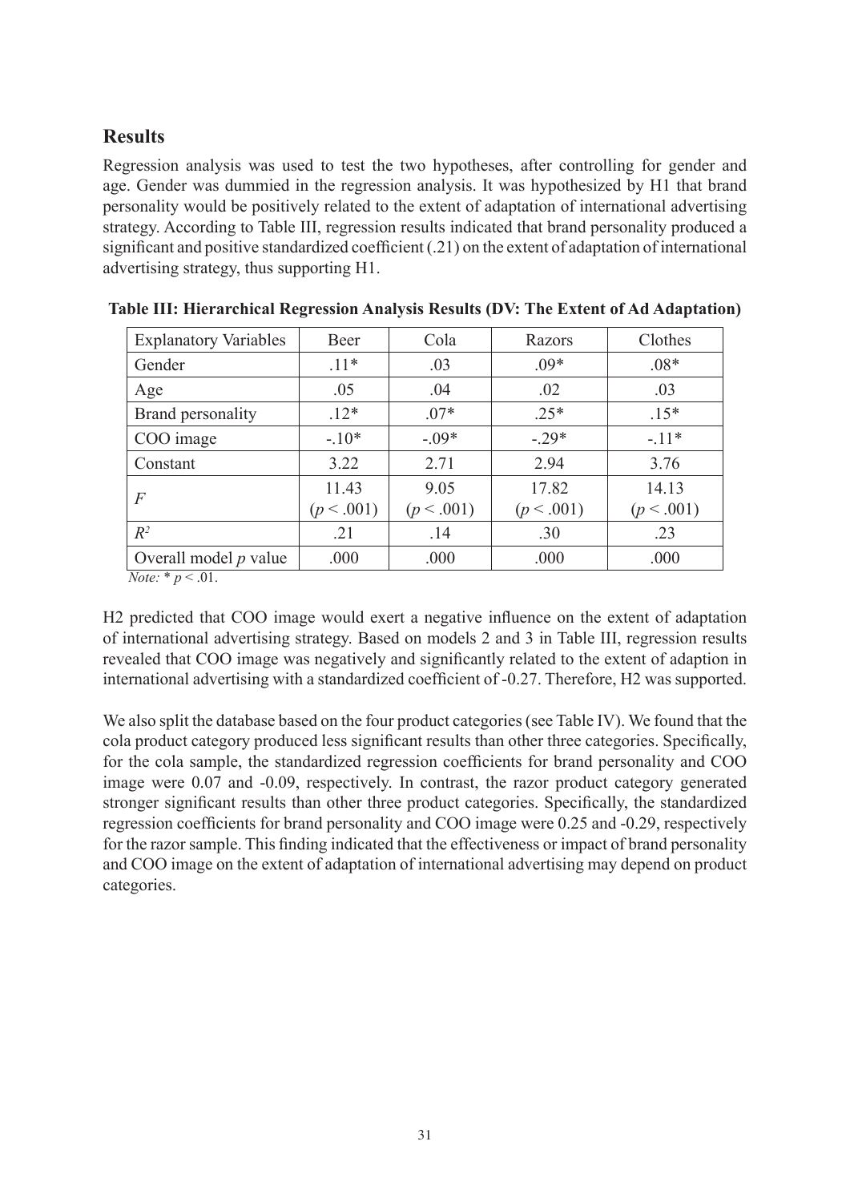## Results

Regression analysis was used to test the two hypotheses, after controlling for gender and age. Gender was dummied in the regression analysis. It was hypothesized by H1 that brand personality would be positively related to the extent of adaptation of international advertising strategy. According to Table III, regression results indicated that brand personality produced a significant and positive standardized coefficient (.21) on the extent of adaptation of international advertising strategy, thus supporting H1.

**Table III: Hierarchical Regression Analysis Results (DV: The Extent of Ad Adaptation)**

| Explanatory Variables | Beer | Cola | Razors | Clothes |
|---|---|---|---|---|
| Gender | .11* | .03 | .09* | .08* |
| Age | .05 | .04 | .02 | .03 |
| Brand personality | .12* | .07* | .25* | .15* |
| COO image | -.10* | -.09* | -.29* | -.11* |
| Constant | 3.22 | 2.71 | 2.94 | 3.76 |
| $F$ | 11.43 ($p < .001$) | 9.05 ($p < .001$) | 17.82 ($p < .001$) | 14.13 ($p < .001$) |
| $R^2$ | .21 | .14 | .30 | .23 |
| Overall model $p$ value | .000 | .000 | .000 | .000 |

*Note:* * $p < .01$.

H2 predicted that COO image would exert a negative influence on the extent of adaptation of international advertising strategy. Based on models 2 and 3 in Table III, regression results revealed that COO image was negatively and significantly related to the extent of adaption in international advertising with a standardized coefficient of -0.27. Therefore, H2 was supported.

We also split the database based on the four product categories (see Table IV). We found that the cola product category produced less significant results than other three categories. Specifically, for the cola sample, the standardized regression coefficients for brand personality and COO image were 0.07 and -0.09, respectively. In contrast, the razor product category generated stronger significant results than other three product categories. Specifically, the standardized regression coefficients for brand personality and COO image were 0.25 and -0.29, respectively for the razor sample. This finding indicated that the effectiveness or impact of brand personality and COO image on the extent of adaptation of international advertising may depend on product categories.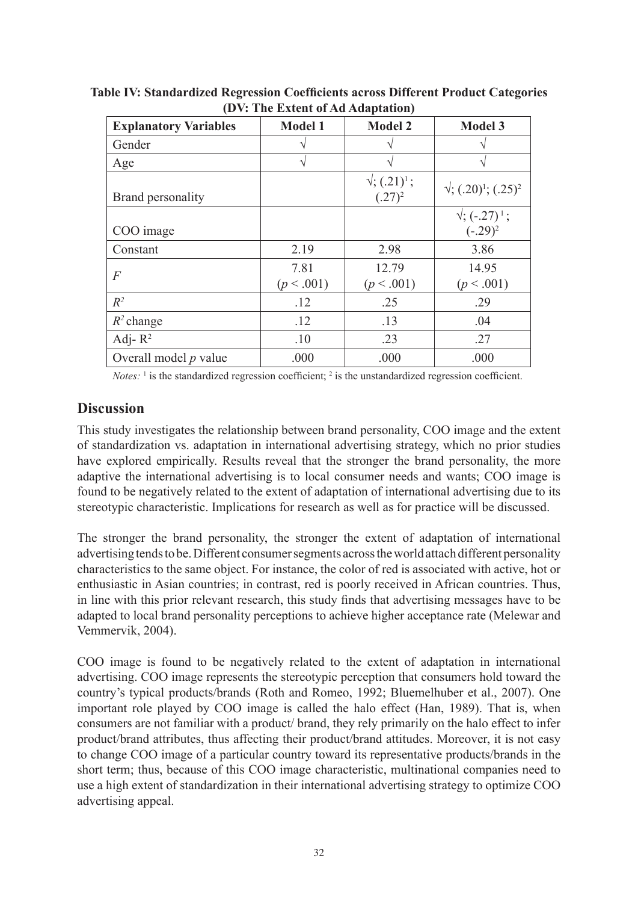**Table IV: Standardized Regression Coefficients across Different Product Categories (DV: The Extent of Ad Adaptation)**

| Explanatory Variables | Model 1 | Model 2 | Model 3 |
|---|---|---|---|
| Gender | √ | √ | √ |
| Age | √ | √ | √ |
| Brand personality | | √; (.21)[1]; (.27)[2] | √; (.20)[1]; (.25)[2] |
| COO image | | | √; (-.27)[1]; (-.29)[2] |
| Constant | 2.19 | 2.98 | 3.86 |
| $F$ | 7.81 ($p < .001$) | 12.79 ($p < .001$) | 14.95 ($p < .001$) |
| $R^2$ | .12 | .25 | .29 |
| $R^2$ change | .12 | .13 | .04 |
| Adj- $R^2$ | .10 | .23 | .27 |
| Overall model $p$ value | .000 | .000 | .000 |

*Notes:* [1] is the standardized regression coefficient; [2] is the unstandardized regression coefficient.

## Discussion

This study investigates the relationship between brand personality, COO image and the extent of standardization vs. adaptation in international advertising strategy, which no prior studies have explored empirically. Results reveal that the stronger the brand personality, the more adaptive the international advertising is to local consumer needs and wants; COO image is found to be negatively related to the extent of adaptation of international advertising due to its stereotypic characteristic. Implications for research as well as for practice will be discussed.

The stronger the brand personality, the stronger the extent of adaptation of international advertising tends to be. Different consumer segments across the world attach different personality characteristics to the same object. For instance, the color of red is associated with active, hot or enthusiastic in Asian countries; in contrast, red is poorly received in African countries. Thus, in line with this prior relevant research, this study finds that advertising messages have to be adapted to local brand personality perceptions to achieve higher acceptance rate (Melewar and Vemmervik, 2004).

COO image is found to be negatively related to the extent of adaptation in international advertising. COO image represents the stereotypic perception that consumers hold toward the country's typical products/brands (Roth and Romeo, 1992; Bluemelhuber et al., 2007). One important role played by COO image is called the halo effect (Han, 1989). That is, when consumers are not familiar with a product/ brand, they rely primarily on the halo effect to infer product/brand attributes, thus affecting their product/brand attitudes. Moreover, it is not easy to change COO image of a particular country toward its representative products/brands in the short term; thus, because of this COO image characteristic, multinational companies need to use a high extent of standardization in their international advertising strategy to optimize COO advertising appeal.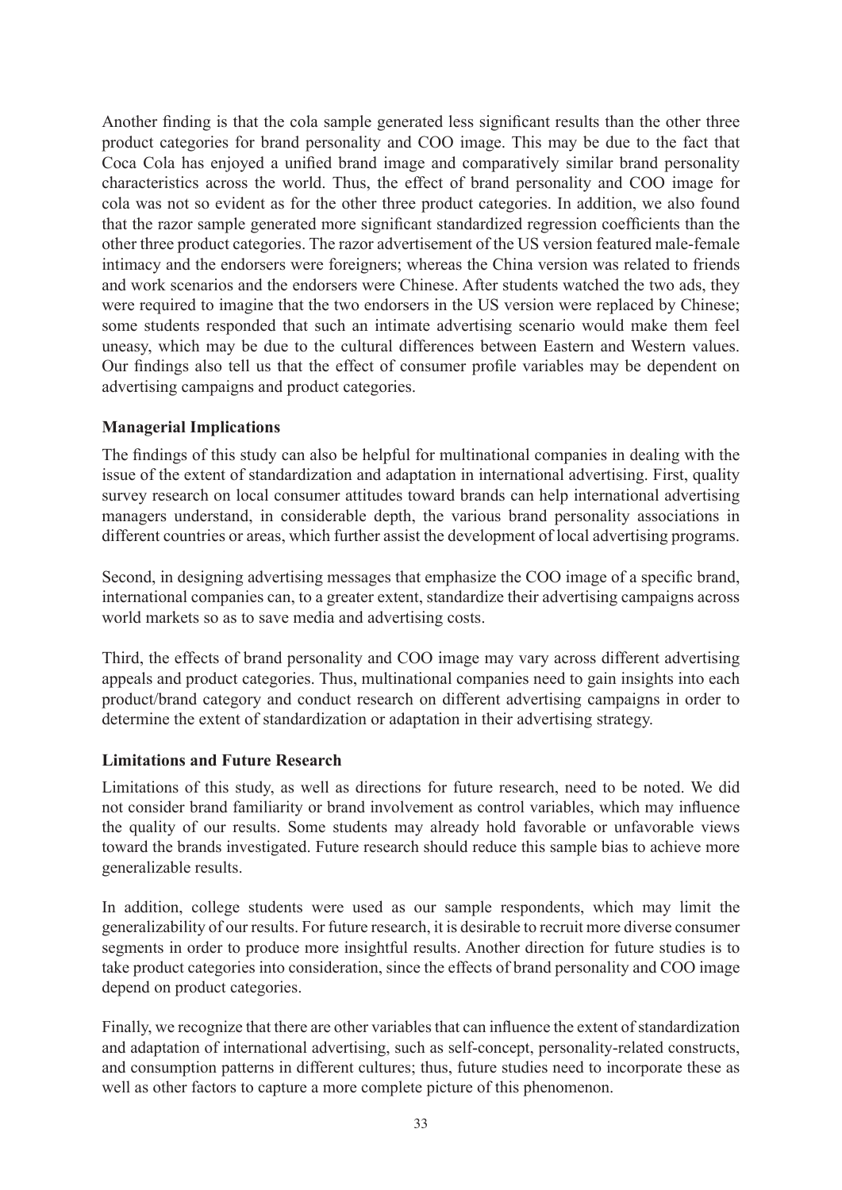Another finding is that the cola sample generated less significant results than the other three product categories for brand personality and COO image. This may be due to the fact that Coca Cola has enjoyed a unified brand image and comparatively similar brand personality characteristics across the world. Thus, the effect of brand personality and COO image for cola was not so evident as for the other three product categories. In addition, we also found that the razor sample generated more significant standardized regression coefficients than the other three product categories. The razor advertisement of the US version featured male-female intimacy and the endorsers were foreigners; whereas the China version was related to friends and work scenarios and the endorsers were Chinese. After students watched the two ads, they were required to imagine that the two endorsers in the US version were replaced by Chinese; some students responded that such an intimate advertising scenario would make them feel uneasy, which may be due to the cultural differences between Eastern and Western values. Our findings also tell us that the effect of consumer profile variables may be dependent on advertising campaigns and product categories.

**Managerial Implications**

The findings of this study can also be helpful for multinational companies in dealing with the issue of the extent of standardization and adaptation in international advertising. First, quality survey research on local consumer attitudes toward brands can help international advertising managers understand, in considerable depth, the various brand personality associations in different countries or areas, which further assist the development of local advertising programs.

Second, in designing advertising messages that emphasize the COO image of a specific brand, international companies can, to a greater extent, standardize their advertising campaigns across world markets so as to save media and advertising costs.

Third, the effects of brand personality and COO image may vary across different advertising appeals and product categories. Thus, multinational companies need to gain insights into each product/brand category and conduct research on different advertising campaigns in order to determine the extent of standardization or adaptation in their advertising strategy.

**Limitations and Future Research**

Limitations of this study, as well as directions for future research, need to be noted. We did not consider brand familiarity or brand involvement as control variables, which may influence the quality of our results. Some students may already hold favorable or unfavorable views toward the brands investigated. Future research should reduce this sample bias to achieve more generalizable results.

In addition, college students were used as our sample respondents, which may limit the generalizability of our results. For future research, it is desirable to recruit more diverse consumer segments in order to produce more insightful results. Another direction for future studies is to take product categories into consideration, since the effects of brand personality and COO image depend on product categories.

Finally, we recognize that there are other variables that can influence the extent of standardization and adaptation of international advertising, such as self-concept, personality-related constructs, and consumption patterns in different cultures; thus, future studies need to incorporate these as well as other factors to capture a more complete picture of this phenomenon.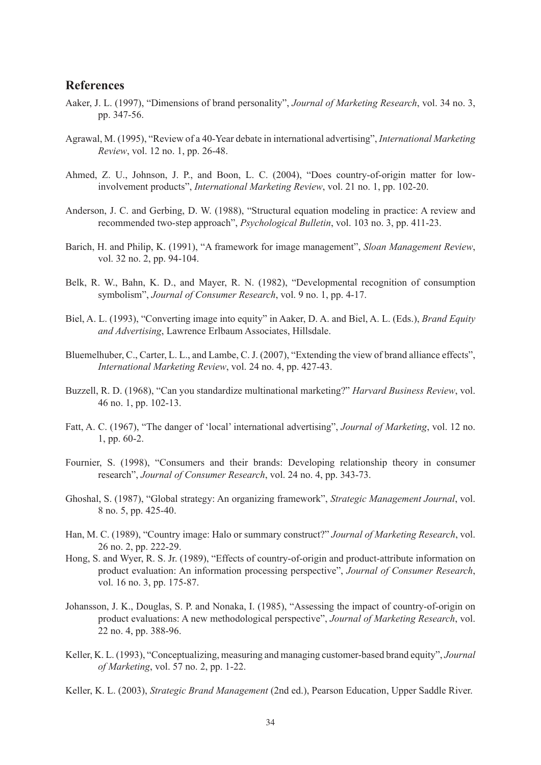## References

Aaker, J. L. (1997), "Dimensions of brand personality", *Journal of Marketing Research*, vol. 34 no. 3, pp. 347-56.

Agrawal, M. (1995), "Review of a 40-Year debate in international advertising", *International Marketing Review*, vol. 12 no. 1, pp. 26-48.

Ahmed, Z. U., Johnson, J. P., and Boon, L. C. (2004), "Does country-of-origin matter for low-involvement products", *International Marketing Review*, vol. 21 no. 1, pp. 102-20.

Anderson, J. C. and Gerbing, D. W. (1988), "Structural equation modeling in practice: A review and recommended two-step approach", *Psychological Bulletin*, vol. 103 no. 3, pp. 411-23.

Barich, H. and Philip, K. (1991), "A framework for image management", *Sloan Management Review*, vol. 32 no. 2, pp. 94-104.

Belk, R. W., Bahn, K. D., and Mayer, R. N. (1982), "Developmental recognition of consumption symbolism", *Journal of Consumer Research*, vol. 9 no. 1, pp. 4-17.

Biel, A. L. (1993), "Converting image into equity" in Aaker, D. A. and Biel, A. L. (Eds.), *Brand Equity and Advertising*, Lawrence Erlbaum Associates, Hillsdale.

Bluemelhuber, C., Carter, L. L., and Lambe, C. J. (2007), "Extending the view of brand alliance effects", *International Marketing Review*, vol. 24 no. 4, pp. 427-43.

Buzzell, R. D. (1968), "Can you standardize multinational marketing?" *Harvard Business Review*, vol. 46 no. 1, pp. 102-13.

Fatt, A. C. (1967), "The danger of 'local' international advertising", *Journal of Marketing*, vol. 12 no. 1, pp. 60-2.

Fournier, S. (1998), "Consumers and their brands: Developing relationship theory in consumer research", *Journal of Consumer Research*, vol. 24 no. 4, pp. 343-73.

Ghoshal, S. (1987), "Global strategy: An organizing framework", *Strategic Management Journal*, vol. 8 no. 5, pp. 425-40.

Han, M. C. (1989), "Country image: Halo or summary construct?" *Journal of Marketing Research*, vol. 26 no. 2, pp. 222-29.

Hong, S. and Wyer, R. S. Jr. (1989), "Effects of country-of-origin and product-attribute information on product evaluation: An information processing perspective", *Journal of Consumer Research*, vol. 16 no. 3, pp. 175-87.

Johansson, J. K., Douglas, S. P. and Nonaka, I. (1985), "Assessing the impact of country-of-origin on product evaluations: A new methodological perspective", *Journal of Marketing Research*, vol. 22 no. 4, pp. 388-96.

Keller, K. L. (1993), "Conceptualizing, measuring and managing customer-based brand equity", *Journal of Marketing*, vol. 57 no. 2, pp. 1-22.

Keller, K. L. (2003), *Strategic Brand Management* (2nd ed.), Pearson Education, Upper Saddle River.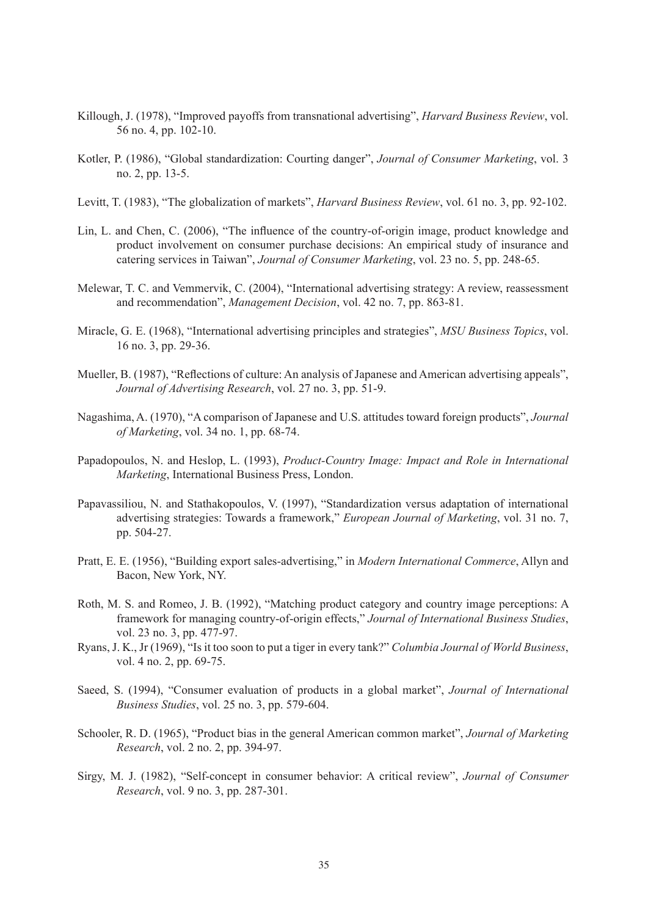Killough, J. (1978), "Improved payoffs from transnational advertising", *Harvard Business Review*, vol. 56 no. 4, pp. 102-10.

Kotler, P. (1986), "Global standardization: Courting danger", *Journal of Consumer Marketing*, vol. 3 no. 2, pp. 13-5.

Levitt, T. (1983), "The globalization of markets", *Harvard Business Review*, vol. 61 no. 3, pp. 92-102.

Lin, L. and Chen, C. (2006), "The influence of the country-of-origin image, product knowledge and product involvement on consumer purchase decisions: An empirical study of insurance and catering services in Taiwan", *Journal of Consumer Marketing*, vol. 23 no. 5, pp. 248-65.

Melewar, T. C. and Vemmervik, C. (2004), "International advertising strategy: A review, reassessment and recommendation", *Management Decision*, vol. 42 no. 7, pp. 863-81.

Miracle, G. E. (1968), "International advertising principles and strategies", *MSU Business Topics*, vol. 16 no. 3, pp. 29-36.

Mueller, B. (1987), "Reflections of culture: An analysis of Japanese and American advertising appeals", *Journal of Advertising Research*, vol. 27 no. 3, pp. 51-9.

Nagashima, A. (1970), "A comparison of Japanese and U.S. attitudes toward foreign products", *Journal of Marketing*, vol. 34 no. 1, pp. 68-74.

Papadopoulos, N. and Heslop, L. (1993), *Product-Country Image: Impact and Role in International Marketing*, International Business Press, London.

Papavassiliou, N. and Stathakopoulos, V. (1997), "Standardization versus adaptation of international advertising strategies: Towards a framework," *European Journal of Marketing*, vol. 31 no. 7, pp. 504-27.

Pratt, E. E. (1956), "Building export sales-advertising," in *Modern International Commerce*, Allyn and Bacon, New York, NY.

Roth, M. S. and Romeo, J. B. (1992), "Matching product category and country image perceptions: A framework for managing country-of-origin effects," *Journal of International Business Studies*, vol. 23 no. 3, pp. 477-97.

Ryans, J. K., Jr (1969), "Is it too soon to put a tiger in every tank?" *Columbia Journal of World Business*, vol. 4 no. 2, pp. 69-75.

Saeed, S. (1994), "Consumer evaluation of products in a global market", *Journal of International Business Studies*, vol. 25 no. 3, pp. 579-604.

Schooler, R. D. (1965), "Product bias in the general American common market", *Journal of Marketing Research*, vol. 2 no. 2, pp. 394-97.

Sirgy, M. J. (1982), "Self-concept in consumer behavior: A critical review", *Journal of Consumer Research*, vol. 9 no. 3, pp. 287-301.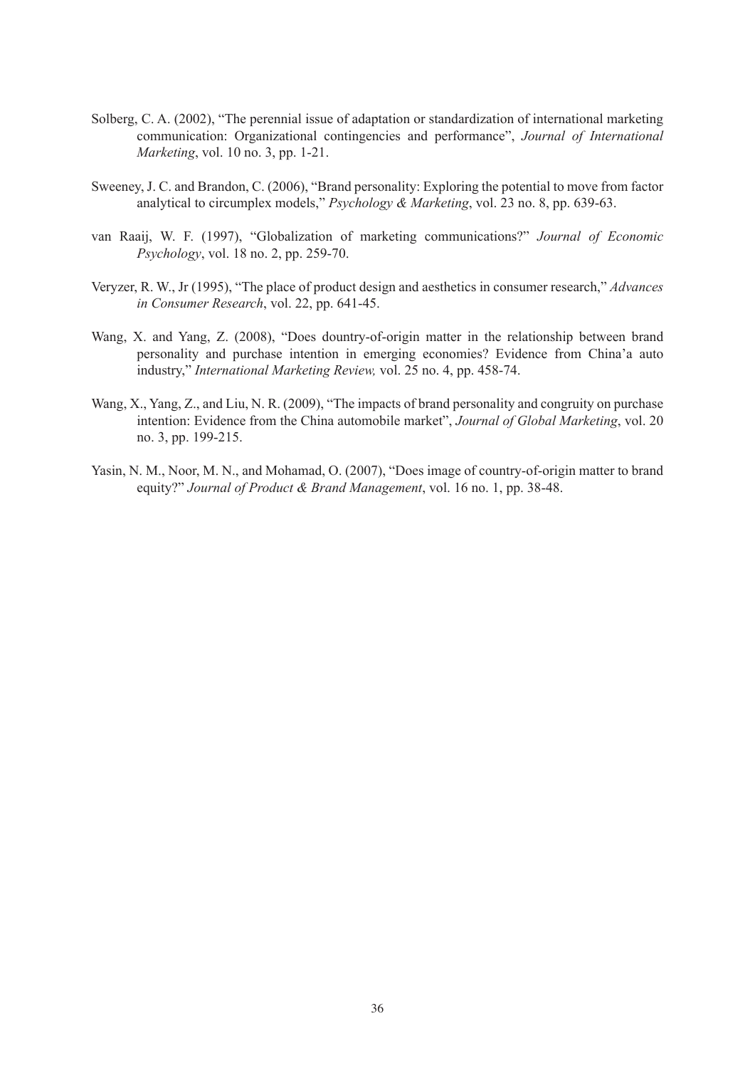Solberg, C. A. (2002), "The perennial issue of adaptation or standardization of international marketing communication: Organizational contingencies and performance", *Journal of International Marketing*, vol. 10 no. 3, pp. 1-21.

Sweeney, J. C. and Brandon, C. (2006), "Brand personality: Exploring the potential to move from factor analytical to circumplex models," *Psychology & Marketing*, vol. 23 no. 8, pp. 639-63.

van Raaij, W. F. (1997), "Globalization of marketing communications?" *Journal of Economic Psychology*, vol. 18 no. 2, pp. 259-70.

Veryzer, R. W., Jr (1995), "The place of product design and aesthetics in consumer research," *Advances in Consumer Research*, vol. 22, pp. 641-45.

Wang, X. and Yang, Z. (2008), "Does dountry-of-origin matter in the relationship between brand personality and purchase intention in emerging economies? Evidence from China'a auto industry," *International Marketing Review,* vol. 25 no. 4, pp. 458-74.

Wang, X., Yang, Z., and Liu, N. R. (2009), "The impacts of brand personality and congruity on purchase intention: Evidence from the China automobile market", *Journal of Global Marketing*, vol. 20 no. 3, pp. 199-215.

Yasin, N. M., Noor, M. N., and Mohamad, O. (2007), "Does image of country-of-origin matter to brand equity?" *Journal of Product & Brand Management*, vol. 16 no. 1, pp. 38-48.